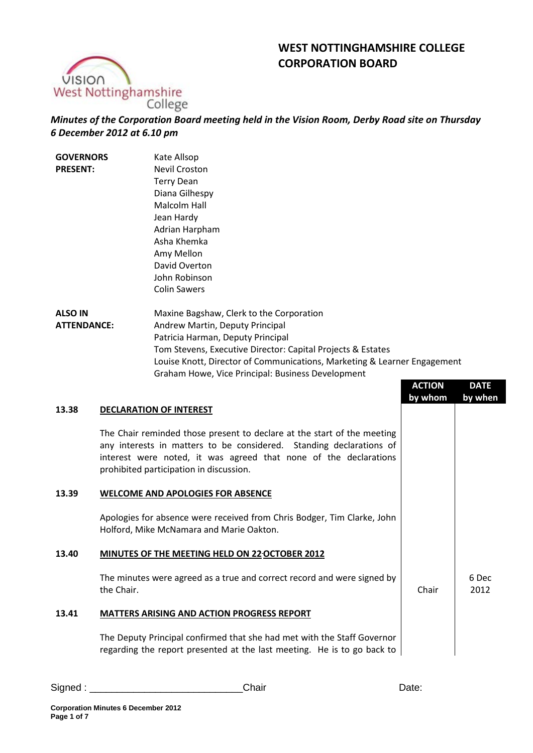# WEST NOTTINGHAMSHIRE COLLEGE CORPORATION BOARD

*Minutes of the Corporation Board meeting held in the Vision Room, Derby Road site on Thursday 6 December 2012 at 6.10 pm*

**GOVERNORS PRESENT:**

Kate Allsop
Nevil Croston
Terry Dean
Diana Gilhespy
Malcolm Hall
Jean Hardy
Adrian Harpham
Asha Khemka
Amy Mellon
David Overton
John Robinson
Colin Sawers

**ALSO IN ATTENDANCE:**

Maxine Bagshaw, Clerk to the Corporation
Andrew Martin, Deputy Principal
Patricia Harman, Deputy Principal
Tom Stevens, Executive Director: Capital Projects & Estates
Louise Knott, Director of Communications, Marketing & Learner Engagement
Graham Howe, Vice Principal: Business Development

| | | ACTION by whom | DATE by when |
|---|---|---|---|
| **13.38** | **DECLARATION OF INTEREST** | | |
| | The Chair reminded those present to declare at the start of the meeting any interests in matters to be considered. Standing declarations of interest were noted, it was agreed that none of the declarations prohibited participation in discussion. | | |
| **13.39** | **WELCOME AND APOLOGIES FOR ABSENCE** | | |
| | Apologies for absence were received from Chris Bodger, Tim Clarke, John Holford, Mike McNamara and Marie Oakton. | | |
| **13.40** | **MINUTES OF THE MEETING HELD ON 22 OCTOBER 2012** | | |
| | The minutes were agreed as a true and correct record and were signed by the Chair. | Chair | 6 Dec 2012 |
| **13.41** | **MATTERS ARISING AND ACTION PROGRESS REPORT** | | |
| | The Deputy Principal confirmed that she had met with the Staff Governor regarding the report presented at the last meeting. He is to go back to | | |

Signed : ___________________________Chair Date: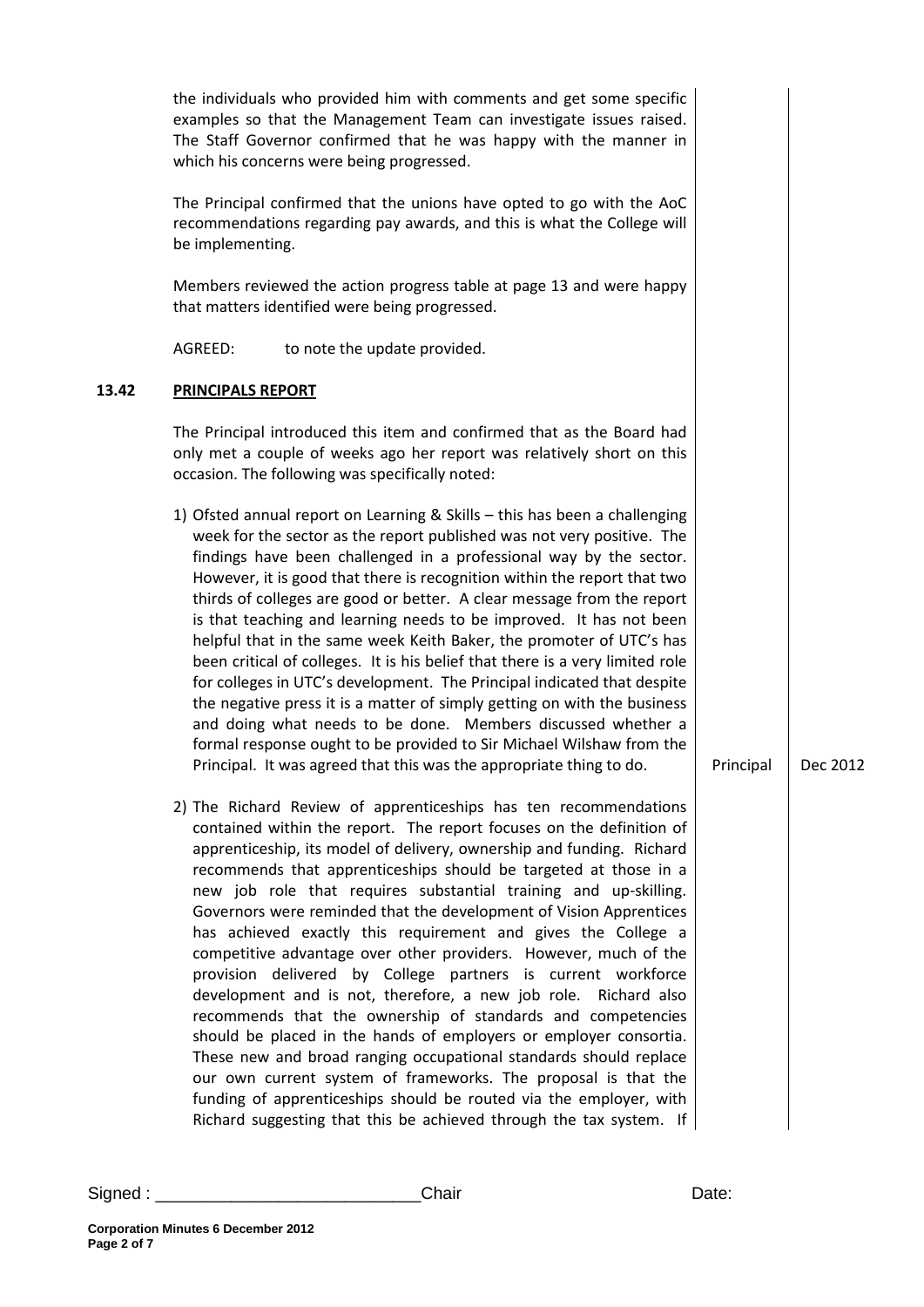the individuals who provided him with comments and get some specific examples so that the Management Team can investigate issues raised. The Staff Governor confirmed that he was happy with the manner in which his concerns were being progressed.

The Principal confirmed that the unions have opted to go with the AoC recommendations regarding pay awards, and this is what the College will be implementing.

Members reviewed the action progress table at page 13 and were happy that matters identified were being progressed.

AGREED: to note the update provided.

## 13.42 PRINCIPALS REPORT

The Principal introduced this item and confirmed that as the Board had only met a couple of weeks ago her report was relatively short on this occasion. The following was specifically noted:

1) Ofsted annual report on Learning & Skills – this has been a challenging week for the sector as the report published was not very positive. The findings have been challenged in a professional way by the sector. However, it is good that there is recognition within the report that two thirds of colleges are good or better. A clear message from the report is that teaching and learning needs to be improved. It has not been helpful that in the same week Keith Baker, the promoter of UTC's has been critical of colleges. It is his belief that there is a very limited role for colleges in UTC's development. The Principal indicated that despite the negative press it is a matter of simply getting on with the business and doing what needs to be done. Members discussed whether a formal response ought to be provided to Sir Michael Wilshaw from the Principal. It was agreed that this was the appropriate thing to do. — **Principal** — **Dec 2012**

2) The Richard Review of apprenticeships has ten recommendations contained within the report. The report focuses on the definition of apprenticeship, its model of delivery, ownership and funding. Richard recommends that apprenticeships should be targeted at those in a new job role that requires substantial training and up-skilling. Governors were reminded that the development of Vision Apprentices has achieved exactly this requirement and gives the College a competitive advantage over other providers. However, much of the provision delivered by College partners is current workforce development and is not, therefore, a new job role. Richard also recommends that the ownership of standards and competencies should be placed in the hands of employers or employer consortia. These new and broad ranging occupational standards should replace our own current system of frameworks. The proposal is that the funding of apprenticeships should be routed via the employer, with Richard suggesting that this be achieved through the tax system. If

Signed : \_\_\_\_\_\_\_\_\_\_\_\_\_\_\_\_\_\_\_\_\_\_\_\_\_\_\_\_Chair Date: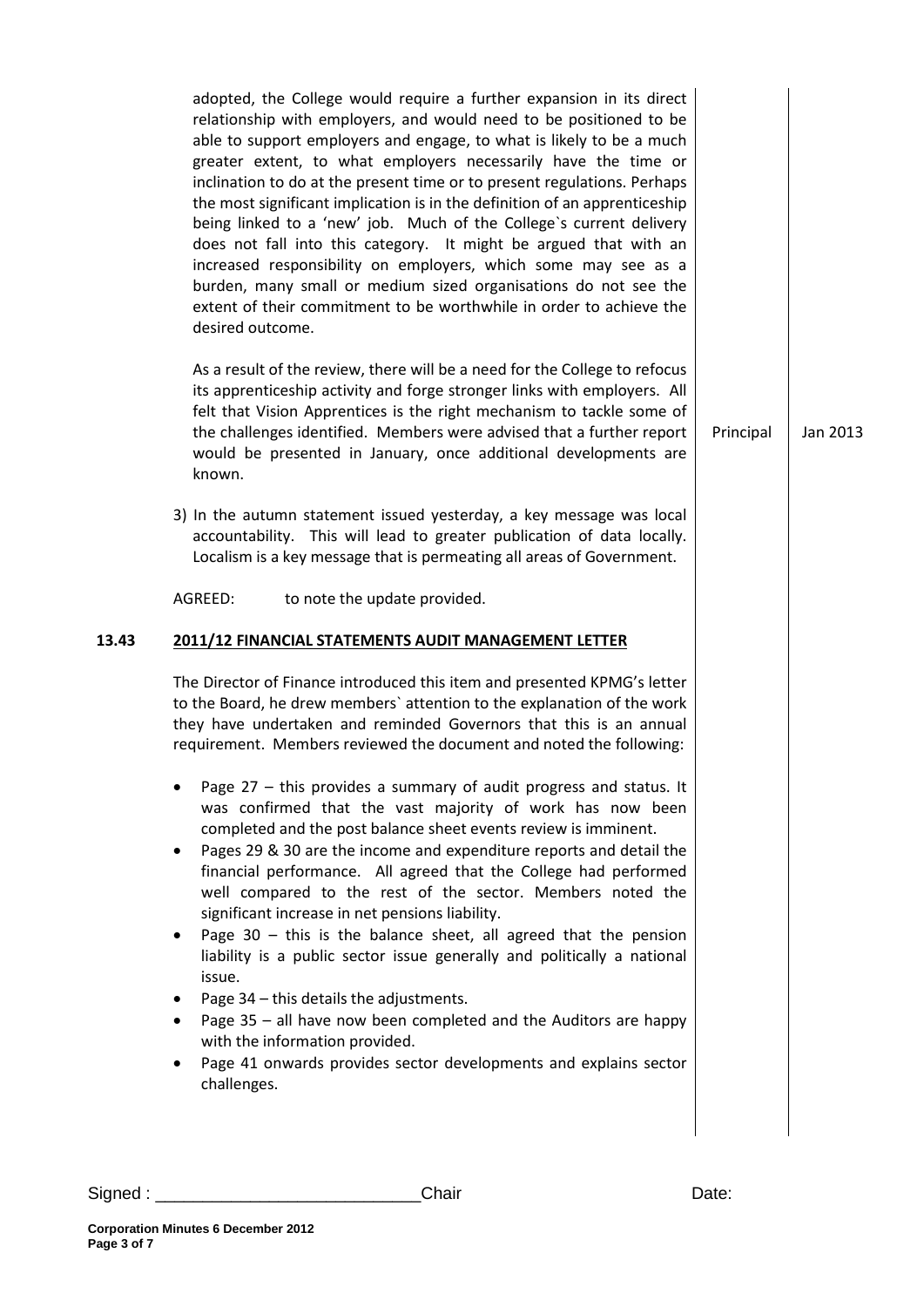adopted, the College would require a further expansion in its direct relationship with employers, and would need to be positioned to be able to support employers and engage, to what is likely to be a much greater extent, to what employers necessarily have the time or inclination to do at the present time or to present regulations. Perhaps the most significant implication is in the definition of an apprenticeship being linked to a 'new' job. Much of the College`s current delivery does not fall into this category. It might be argued that with an increased responsibility on employers, which some may see as a burden, many small or medium sized organisations do not see the extent of their commitment to be worthwhile in order to achieve the desired outcome.

As a result of the review, there will be a need for the College to refocus its apprenticeship activity and forge stronger links with employers. All felt that Vision Apprentices is the right mechanism to tackle some of the challenges identified. Members were advised that a further report would be presented in January, once additional developments are known. | Principal | Jan 2013

3) In the autumn statement issued yesterday, a key message was local accountability. This will lead to greater publication of data locally. Localism is a key message that is permeating all areas of Government.

AGREED: to note the update provided.

**13.43 2011/12 FINANCIAL STATEMENTS AUDIT MANAGEMENT LETTER**

The Director of Finance introduced this item and presented KPMG's letter to the Board, he drew members` attention to the explanation of the work they have undertaken and reminded Governors that this is an annual requirement. Members reviewed the document and noted the following:

- Page 27 – this provides a summary of audit progress and status. It was confirmed that the vast majority of work has now been completed and the post balance sheet events review is imminent.
- Pages 29 & 30 are the income and expenditure reports and detail the financial performance. All agreed that the College had performed well compared to the rest of the sector. Members noted the significant increase in net pensions liability.
- Page 30 – this is the balance sheet, all agreed that the pension liability is a public sector issue generally and politically a national issue.
- Page 34 – this details the adjustments.
- Page 35 – all have now been completed and the Auditors are happy with the information provided.
- Page 41 onwards provides sector developments and explains sector challenges.

Signed : ___________________________Chair Date: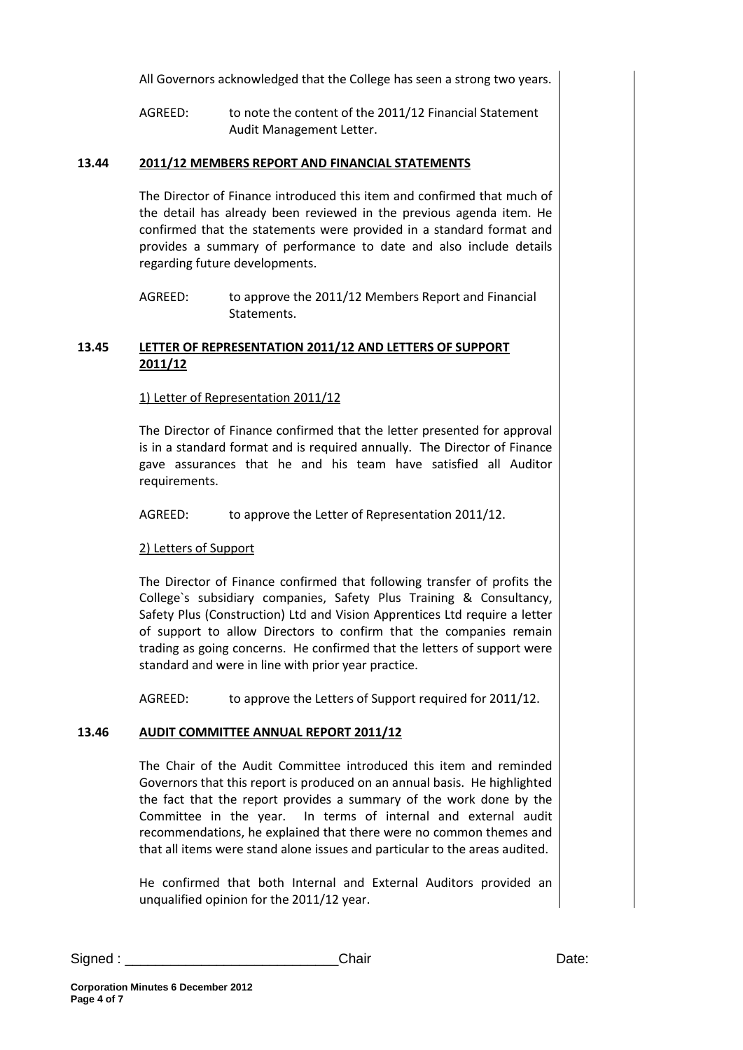All Governors acknowledged that the College has seen a strong two years.

AGREED: to note the content of the 2011/12 Financial Statement Audit Management Letter.

### 13.44 2011/12 MEMBERS REPORT AND FINANCIAL STATEMENTS

The Director of Finance introduced this item and confirmed that much of the detail has already been reviewed in the previous agenda item. He confirmed that the statements were provided in a standard format and provides a summary of performance to date and also include details regarding future developments.

AGREED: to approve the 2011/12 Members Report and Financial Statements.

### 13.45 LETTER OF REPRESENTATION 2011/12 AND LETTERS OF SUPPORT 2011/12

1) Letter of Representation 2011/12

The Director of Finance confirmed that the letter presented for approval is in a standard format and is required annually. The Director of Finance gave assurances that he and his team have satisfied all Auditor requirements.

AGREED: to approve the Letter of Representation 2011/12.

2) Letters of Support

The Director of Finance confirmed that following transfer of profits the College`s subsidiary companies, Safety Plus Training & Consultancy, Safety Plus (Construction) Ltd and Vision Apprentices Ltd require a letter of support to allow Directors to confirm that the companies remain trading as going concerns. He confirmed that the letters of support were standard and were in line with prior year practice.

AGREED: to approve the Letters of Support required for 2011/12.

### 13.46 AUDIT COMMITTEE ANNUAL REPORT 2011/12

The Chair of the Audit Committee introduced this item and reminded Governors that this report is produced on an annual basis. He highlighted the fact that the report provides a summary of the work done by the Committee in the year. In terms of internal and external audit recommendations, he explained that there were no common themes and that all items were stand alone issues and particular to the areas audited.

He confirmed that both Internal and External Auditors provided an unqualified opinion for the 2011/12 year.

Signed : ___________________________Chair Date: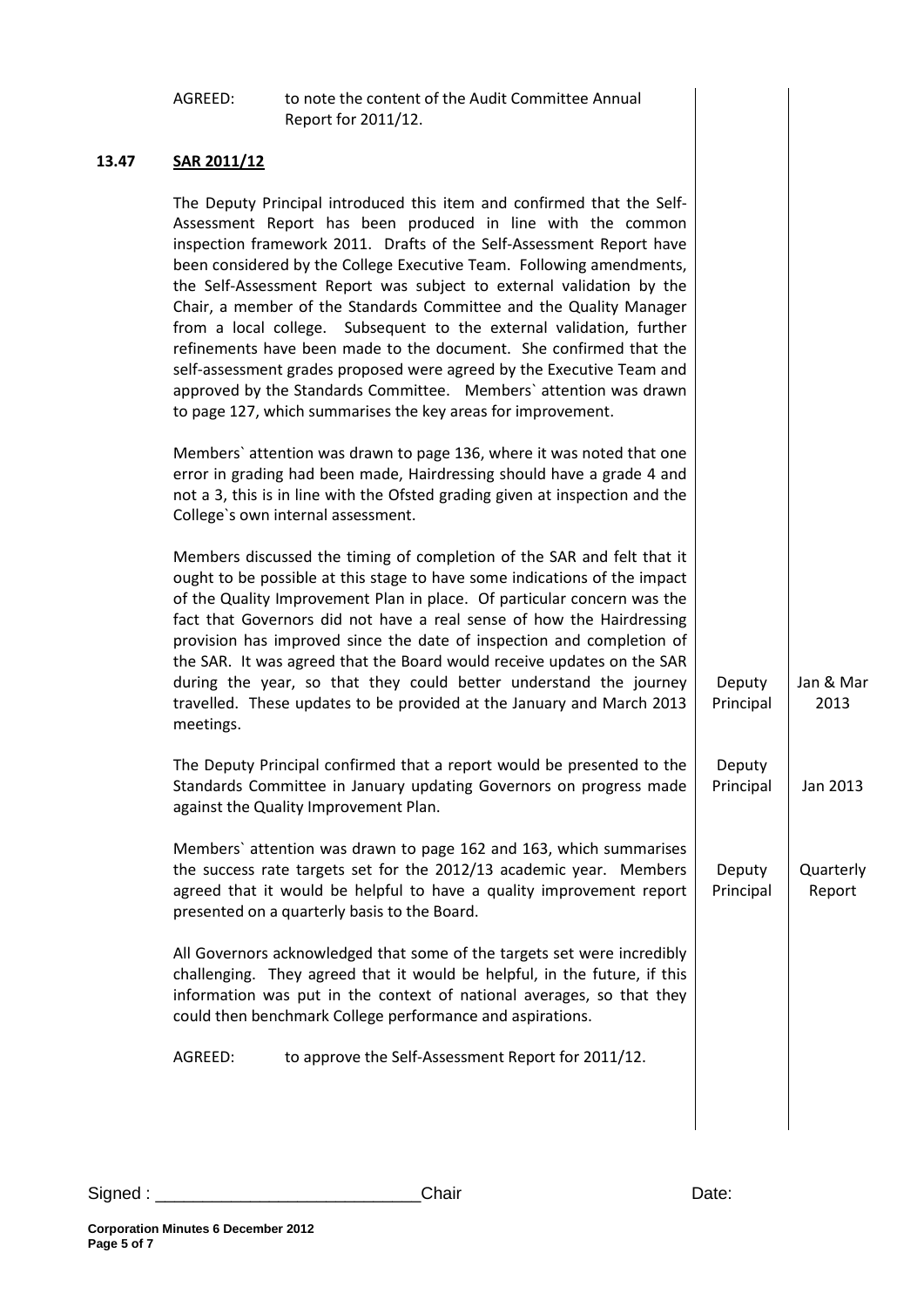AGREED: to note the content of the Audit Committee Annual Report for 2011/12.

| | | Action | Date |
|---|---|---|---|
| **13.47** | **SAR 2011/12** | | |
| | The Deputy Principal introduced this item and confirmed that the Self-Assessment Report has been produced in line with the common inspection framework 2011. Drafts of the Self-Assessment Report have been considered by the College Executive Team. Following amendments, the Self-Assessment Report was subject to external validation by the Chair, a member of the Standards Committee and the Quality Manager from a local college. Subsequent to the external validation, further refinements have been made to the document. She confirmed that the self-assessment grades proposed were agreed by the Executive Team and approved by the Standards Committee. Members` attention was drawn to page 127, which summarises the key areas for improvement. | | |
| | Members` attention was drawn to page 136, where it was noted that one error in grading had been made, Hairdressing should have a grade 4 and not a 3, this is in line with the Ofsted grading given at inspection and the College`s own internal assessment. | | |
| | Members discussed the timing of completion of the SAR and felt that it ought to be possible at this stage to have some indications of the impact of the Quality Improvement Plan in place. Of particular concern was the fact that Governors did not have a real sense of how the Hairdressing provision has improved since the date of inspection and completion of the SAR. It was agreed that the Board would receive updates on the SAR during the year, so that they could better understand the journey travelled. These updates to be provided at the January and March 2013 meetings. | Deputy Principal | Jan & Mar 2013 |
| | The Deputy Principal confirmed that a report would be presented to the Standards Committee in January updating Governors on progress made against the Quality Improvement Plan. | Deputy Principal | Jan 2013 |
| | Members` attention was drawn to page 162 and 163, which summarises the success rate targets set for the 2012/13 academic year. Members agreed that it would be helpful to have a quality improvement report presented on a quarterly basis to the Board. | Deputy Principal | Quarterly Report |
| | All Governors acknowledged that some of the targets set were incredibly challenging. They agreed that it would be helpful, in the future, if this information was put in the context of national averages, so that they could then benchmark College performance and aspirations. | | |
| | AGREED: to approve the Self-Assessment Report for 2011/12. | | |

Signed : ___________________________Chair Date: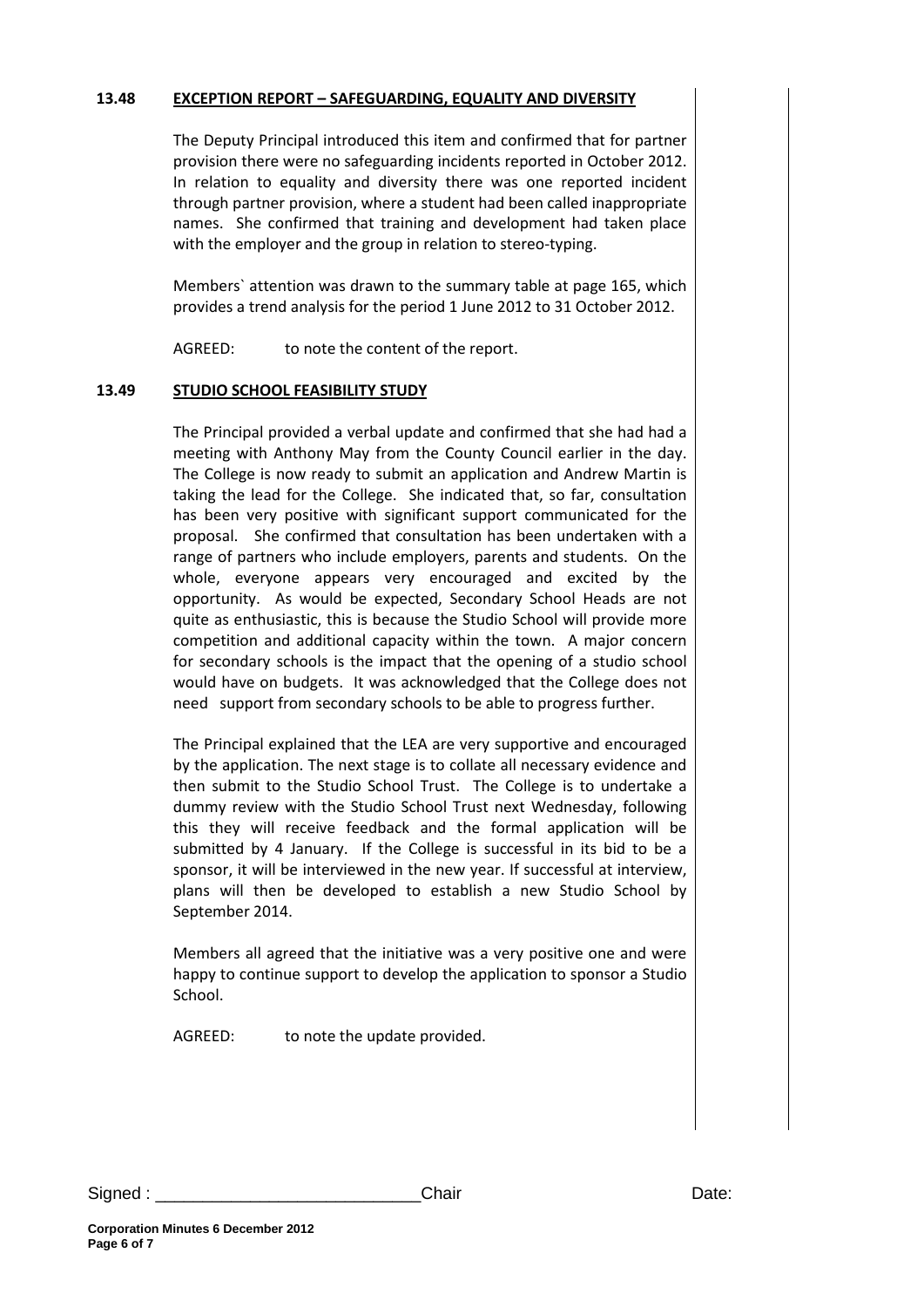### 13.48 EXCEPTION REPORT – SAFEGUARDING, EQUALITY AND DIVERSITY

The Deputy Principal introduced this item and confirmed that for partner provision there were no safeguarding incidents reported in October 2012. In relation to equality and diversity there was one reported incident through partner provision, where a student had been called inappropriate names. She confirmed that training and development had taken place with the employer and the group in relation to stereo-typing.

Members` attention was drawn to the summary table at page 165, which provides a trend analysis for the period 1 June 2012 to 31 October 2012.

AGREED: to note the content of the report.

### 13.49 STUDIO SCHOOL FEASIBILITY STUDY

The Principal provided a verbal update and confirmed that she had had a meeting with Anthony May from the County Council earlier in the day. The College is now ready to submit an application and Andrew Martin is taking the lead for the College. She indicated that, so far, consultation has been very positive with significant support communicated for the proposal. She confirmed that consultation has been undertaken with a range of partners who include employers, parents and students. On the whole, everyone appears very encouraged and excited by the opportunity. As would be expected, Secondary School Heads are not quite as enthusiastic, this is because the Studio School will provide more competition and additional capacity within the town. A major concern for secondary schools is the impact that the opening of a studio school would have on budgets. It was acknowledged that the College does not need support from secondary schools to be able to progress further.

The Principal explained that the LEA are very supportive and encouraged by the application. The next stage is to collate all necessary evidence and then submit to the Studio School Trust. The College is to undertake a dummy review with the Studio School Trust next Wednesday, following this they will receive feedback and the formal application will be submitted by 4 January. If the College is successful in its bid to be a sponsor, it will be interviewed in the new year. If successful at interview, plans will then be developed to establish a new Studio School by September 2014.

Members all agreed that the initiative was a very positive one and were happy to continue support to develop the application to sponsor a Studio School.

AGREED: to note the update provided.

Signed : ___________________________Chair Date: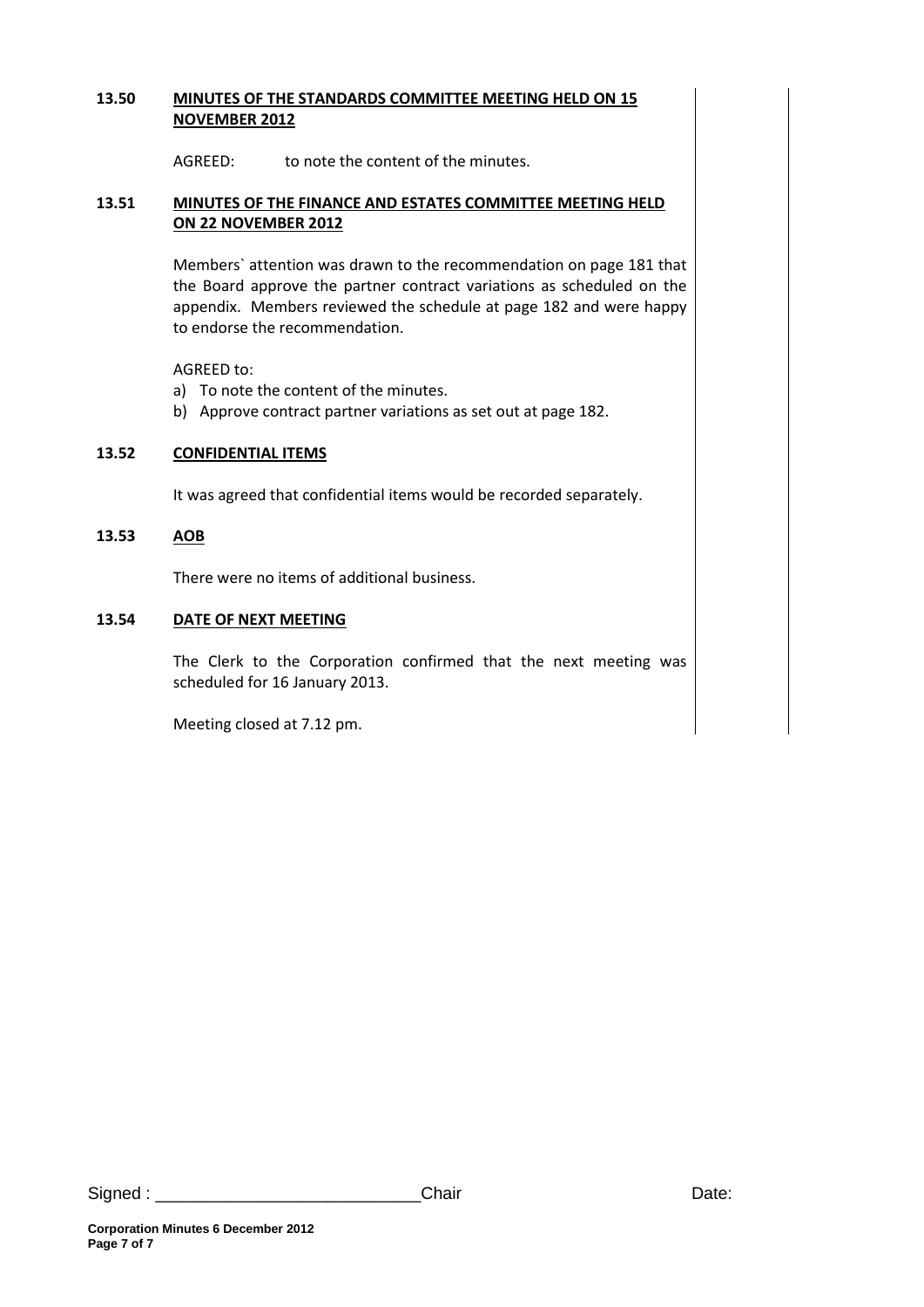**13.50 MINUTES OF THE STANDARDS COMMITTEE MEETING HELD ON 15 NOVEMBER 2012**

AGREED: to note the content of the minutes.

**13.51 MINUTES OF THE FINANCE AND ESTATES COMMITTEE MEETING HELD ON 22 NOVEMBER 2012**

Members` attention was drawn to the recommendation on page 181 that the Board approve the partner contract variations as scheduled on the appendix. Members reviewed the schedule at page 182 and were happy to endorse the recommendation.

AGREED to:

a) To note the content of the minutes.
b) Approve contract partner variations as set out at page 182.

**13.52 CONFIDENTIAL ITEMS**

It was agreed that confidential items would be recorded separately.

**13.53 AOB**

There were no items of additional business.

**13.54 DATE OF NEXT MEETING**

The Clerk to the Corporation confirmed that the next meeting was scheduled for 16 January 2013.

Meeting closed at 7.12 pm.

Signed : ___________________________Chair Date: